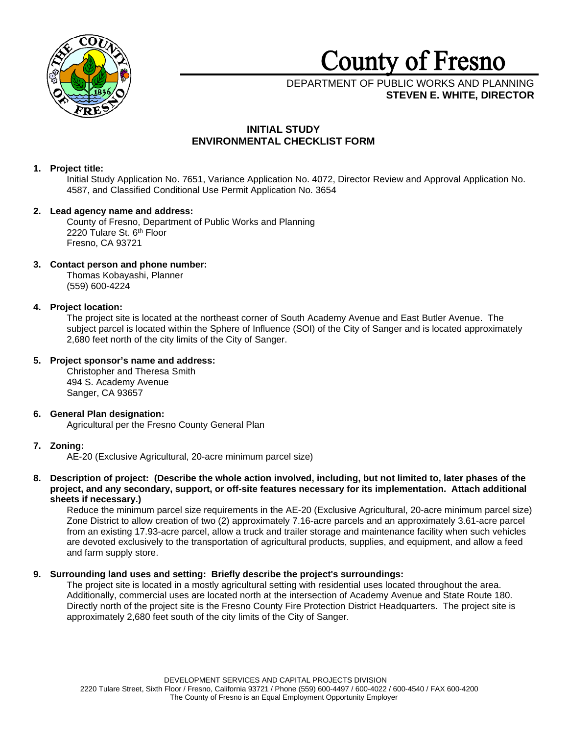# County of Fresno

DEPARTMENT OF PUBLIC WORKS AND PLANNING
**STEVEN E. WHITE, DIRECTOR**

## INITIAL STUDY
## ENVIRONMENTAL CHECKLIST FORM

**1. Project title:**

Initial Study Application No. 7651, Variance Application No. 4072, Director Review and Approval Application No. 4587, and Classified Conditional Use Permit Application No. 3654

**2. Lead agency name and address:**

County of Fresno, Department of Public Works and Planning
2220 Tulare St. 6th Floor
Fresno, CA 93721

**3. Contact person and phone number:**

Thomas Kobayashi, Planner
(559) 600-4224

**4. Project location:**

The project site is located at the northeast corner of South Academy Avenue and East Butler Avenue. The subject parcel is located within the Sphere of Influence (SOI) of the City of Sanger and is located approximately 2,680 feet north of the city limits of the City of Sanger.

**5. Project sponsor's name and address:**

Christopher and Theresa Smith
494 S. Academy Avenue
Sanger, CA 93657

**6. General Plan designation:**

Agricultural per the Fresno County General Plan

**7. Zoning:**

AE-20 (Exclusive Agricultural, 20-acre minimum parcel size)

**8. Description of project: (Describe the whole action involved, including, but not limited to, later phases of the project, and any secondary, support, or off-site features necessary for its implementation. Attach additional sheets if necessary.)**

Reduce the minimum parcel size requirements in the AE-20 (Exclusive Agricultural, 20-acre minimum parcel size) Zone District to allow creation of two (2) approximately 7.16-acre parcels and an approximately 3.61-acre parcel from an existing 17.93-acre parcel, allow a truck and trailer storage and maintenance facility when such vehicles are devoted exclusively to the transportation of agricultural products, supplies, and equipment, and allow a feed and farm supply store.

**9. Surrounding land uses and setting: Briefly describe the project's surroundings:**

The project site is located in a mostly agricultural setting with residential uses located throughout the area. Additionally, commercial uses are located north at the intersection of Academy Avenue and State Route 180. Directly north of the project site is the Fresno County Fire Protection District Headquarters. The project site is approximately 2,680 feet south of the city limits of the City of Sanger.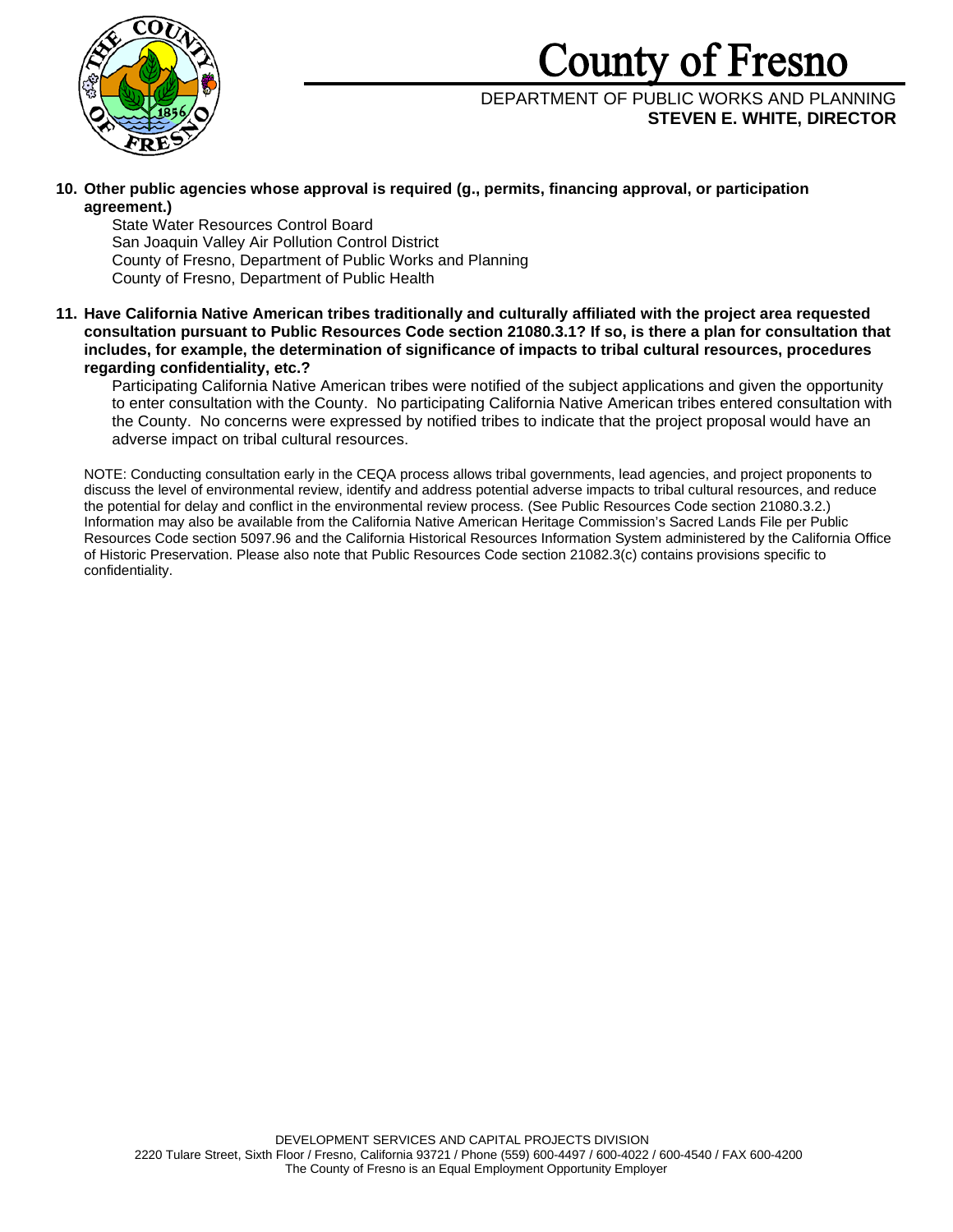**10. Other public agencies whose approval is required (g., permits, financing approval, or participation agreement.)**

State Water Resources Control Board
San Joaquin Valley Air Pollution Control District
County of Fresno, Department of Public Works and Planning
County of Fresno, Department of Public Health

**11. Have California Native American tribes traditionally and culturally affiliated with the project area requested consultation pursuant to Public Resources Code section 21080.3.1? If so, is there a plan for consultation that includes, for example, the determination of significance of impacts to tribal cultural resources, procedures regarding confidentiality, etc.?**

Participating California Native American tribes were notified of the subject applications and given the opportunity to enter consultation with the County. No participating California Native American tribes entered consultation with the County. No concerns were expressed by notified tribes to indicate that the project proposal would have an adverse impact on tribal cultural resources.

NOTE: Conducting consultation early in the CEQA process allows tribal governments, lead agencies, and project proponents to discuss the level of environmental review, identify and address potential adverse impacts to tribal cultural resources, and reduce the potential for delay and conflict in the environmental review process. (See Public Resources Code section 21080.3.2.) Information may also be available from the California Native American Heritage Commission's Sacred Lands File per Public Resources Code section 5097.96 and the California Historical Resources Information System administered by the California Office of Historic Preservation. Please also note that Public Resources Code section 21082.3(c) contains provisions specific to confidentiality.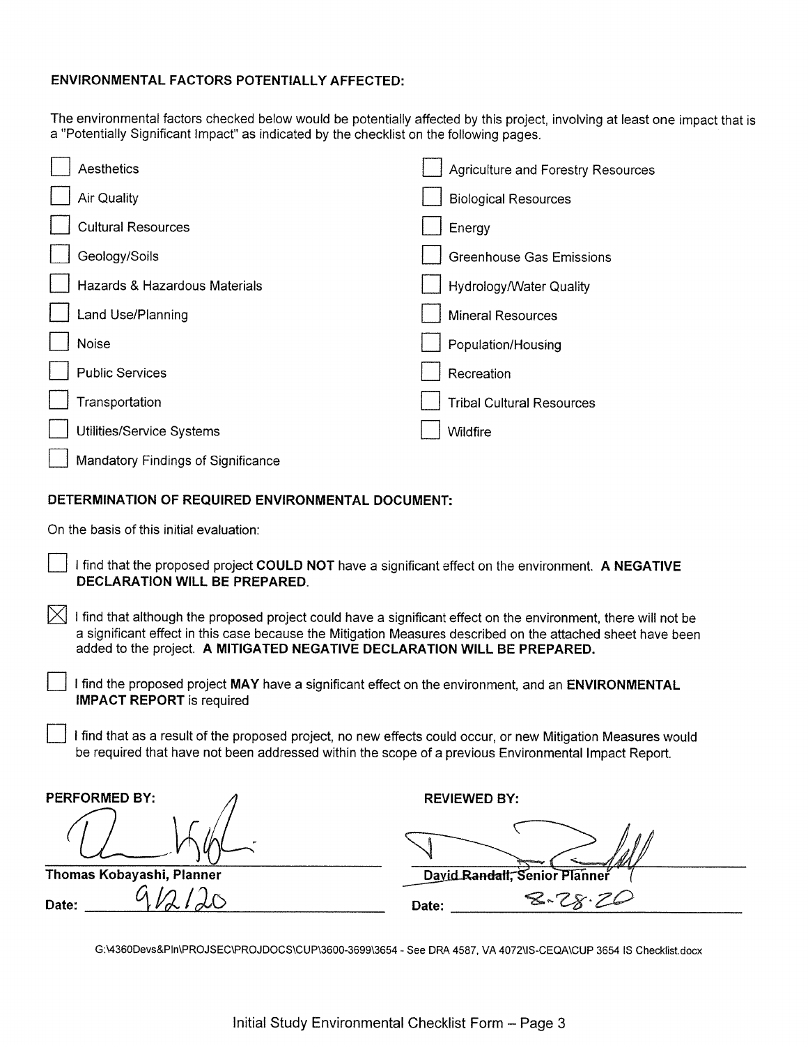**ENVIRONMENTAL FACTORS POTENTIALLY AFFECTED:**

The environmental factors checked below would be potentially affected by this project, involving at least one impact that is a "Potentially Significant Impact" as indicated by the checklist on the following pages.

- ☐ Aesthetics
- ☐ Agriculture and Forestry Resources
- ☐ Air Quality
- ☐ Biological Resources
- ☐ Cultural Resources
- ☐ Energy
- ☐ Geology/Soils
- ☐ Greenhouse Gas Emissions
- ☐ Hazards & Hazardous Materials
- ☐ Hydrology/Water Quality
- ☐ Land Use/Planning
- ☐ Mineral Resources
- ☐ Noise
- ☐ Population/Housing
- ☐ Public Services
- ☐ Recreation
- ☐ Transportation
- ☐ Tribal Cultural Resources
- ☐ Utilities/Service Systems
- ☐ Wildfire
- ☐ Mandatory Findings of Significance

**DETERMINATION OF REQUIRED ENVIRONMENTAL DOCUMENT:**

On the basis of this initial evaluation:

☐ I find that the proposed project **COULD NOT** have a significant effect on the environment. **A NEGATIVE DECLARATION WILL BE PREPARED.**

☒ I find that although the proposed project could have a significant effect on the environment, there will not be a significant effect in this case because the Mitigation Measures described on the attached sheet have been added to the project. **A MITIGATED NEGATIVE DECLARATION WILL BE PREPARED.**

☐ I find the proposed project **MAY** have a significant effect on the environment, and an **ENVIRONMENTAL IMPACT REPORT** is required

☐ I find that as a result of the proposed project, no new effects could occur, or new Mitigation Measures would be required that have not been addressed within the scope of a previous Environmental Impact Report.

| **PERFORMED BY:** | **REVIEWED BY:** |
|---|---|
| [signature] | [signature] |
| **Thomas Kobayashi, Planner** | **David Randall, Senior Planner** |
| **Date:** 9/2/20 | **Date:** 8-28-20 |

G:\4360Devs&Pln\PROJSEC\PROJDOCS\CUP\3600-3699\3654 - See DRA 4587, VA 4072\IS-CEQA\CUP 3654 IS Checklist.docx

Initial Study Environmental Checklist Form – Page 3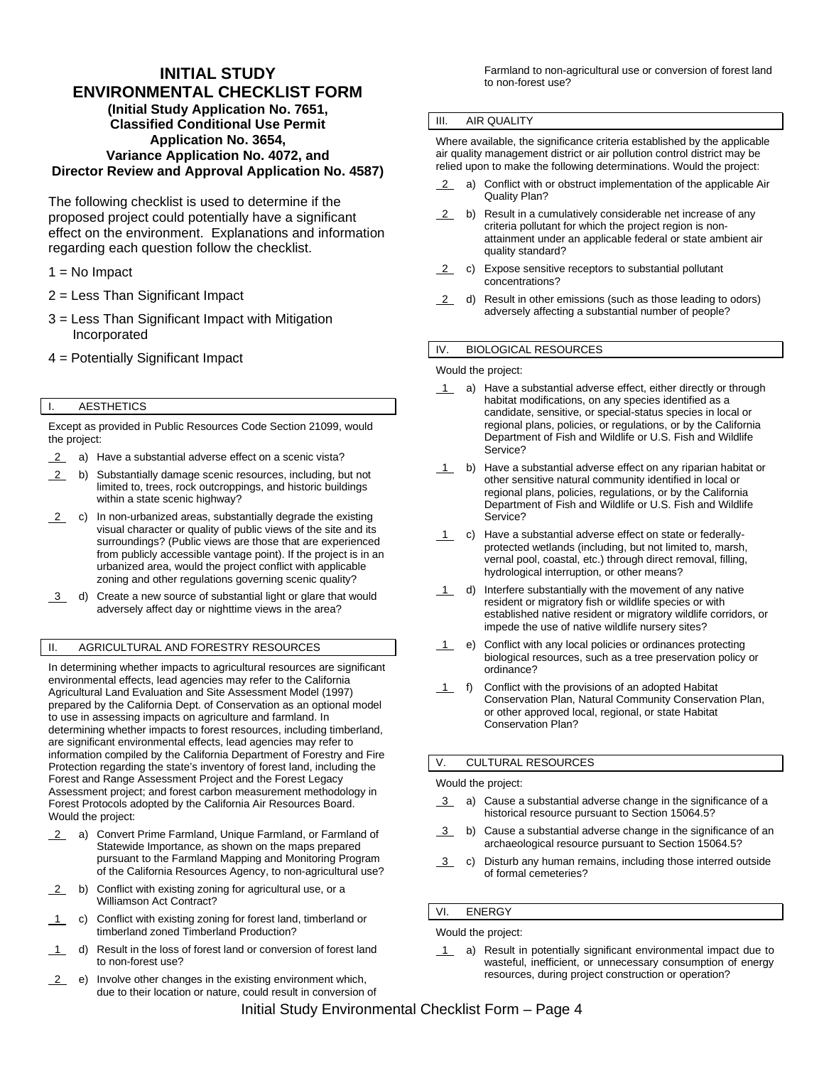# INITIAL STUDY ENVIRONMENTAL CHECKLIST FORM

**(Initial Study Application No. 7651, Classified Conditional Use Permit Application No. 3654, Variance Application No. 4072, and Director Review and Approval Application No. 4587)**

The following checklist is used to determine if the proposed project could potentially have a significant effect on the environment. Explanations and information regarding each question follow the checklist.

1 = No Impact

2 = Less Than Significant Impact

3 = Less Than Significant Impact with Mitigation Incorporated

4 = Potentially Significant Impact

## I. AESTHETICS

Except as provided in Public Resources Code Section 21099, would the project:

- 2 a) Have a substantial adverse effect on a scenic vista?
- 2 b) Substantially damage scenic resources, including, but not limited to, trees, rock outcroppings, and historic buildings within a state scenic highway?
- 2 c) In non-urbanized areas, substantially degrade the existing visual character or quality of public views of the site and its surroundings? (Public views are those that are experienced from publicly accessible vantage point). If the project is in an urbanized area, would the project conflict with applicable zoning and other regulations governing scenic quality?
- 3 d) Create a new source of substantial light or glare that would adversely affect day or nighttime views in the area?

## II. AGRICULTURAL AND FORESTRY RESOURCES

In determining whether impacts to agricultural resources are significant environmental effects, lead agencies may refer to the California Agricultural Land Evaluation and Site Assessment Model (1997) prepared by the California Dept. of Conservation as an optional model to use in assessing impacts on agriculture and farmland. In determining whether impacts to forest resources, including timberland, are significant environmental effects, lead agencies may refer to information compiled by the California Department of Forestry and Fire Protection regarding the state's inventory of forest land, including the Forest and Range Assessment Project and the Forest Legacy Assessment project; and forest carbon measurement methodology in Forest Protocols adopted by the California Air Resources Board. Would the project:

- 2 a) Convert Prime Farmland, Unique Farmland, or Farmland of Statewide Importance, as shown on the maps prepared pursuant to the Farmland Mapping and Monitoring Program of the California Resources Agency, to non-agricultural use?
- 2 b) Conflict with existing zoning for agricultural use, or a Williamson Act Contract?
- 1 c) Conflict with existing zoning for forest land, timberland or timberland zoned Timberland Production?
- 1 d) Result in the loss of forest land or conversion of forest land to non-forest use?
- 2 e) Involve other changes in the existing environment which, due to their location or nature, could result in conversion of Farmland to non-agricultural use or conversion of forest land to non-forest use?

## III. AIR QUALITY

Where available, the significance criteria established by the applicable air quality management district or air pollution control district may be relied upon to make the following determinations. Would the project:

- 2 a) Conflict with or obstruct implementation of the applicable Air Quality Plan?
- 2 b) Result in a cumulatively considerable net increase of any criteria pollutant for which the project region is non-attainment under an applicable federal or state ambient air quality standard?
- 2 c) Expose sensitive receptors to substantial pollutant concentrations?
- 2 d) Result in other emissions (such as those leading to odors) adversely affecting a substantial number of people?

## IV. BIOLOGICAL RESOURCES

Would the project:

- 1 a) Have a substantial adverse effect, either directly or through habitat modifications, on any species identified as a candidate, sensitive, or special-status species in local or regional plans, policies, or regulations, or by the California Department of Fish and Wildlife or U.S. Fish and Wildlife Service?
- 1 b) Have a substantial adverse effect on any riparian habitat or other sensitive natural community identified in local or regional plans, policies, regulations, or by the California Department of Fish and Wildlife or U.S. Fish and Wildlife Service?
- 1 c) Have a substantial adverse effect on state or federally-protected wetlands (including, but not limited to, marsh, vernal pool, coastal, etc.) through direct removal, filling, hydrological interruption, or other means?
- 1 d) Interfere substantially with the movement of any native resident or migratory fish or wildlife species or with established native resident or migratory wildlife corridors, or impede the use of native wildlife nursery sites?
- 1 e) Conflict with any local policies or ordinances protecting biological resources, such as a tree preservation policy or ordinance?
- 1 f) Conflict with the provisions of an adopted Habitat Conservation Plan, Natural Community Conservation Plan, or other approved local, regional, or state Habitat Conservation Plan?

## V. CULTURAL RESOURCES

Would the project:

- 3 a) Cause a substantial adverse change in the significance of a historical resource pursuant to Section 15064.5?
- 3 b) Cause a substantial adverse change in the significance of an archaeological resource pursuant to Section 15064.5?
- 3 c) Disturb any human remains, including those interred outside of formal cemeteries?

## VI. ENERGY

Would the project:

- 1 a) Result in potentially significant environmental impact due to wasteful, inefficient, or unnecessary consumption of energy resources, during project construction or operation?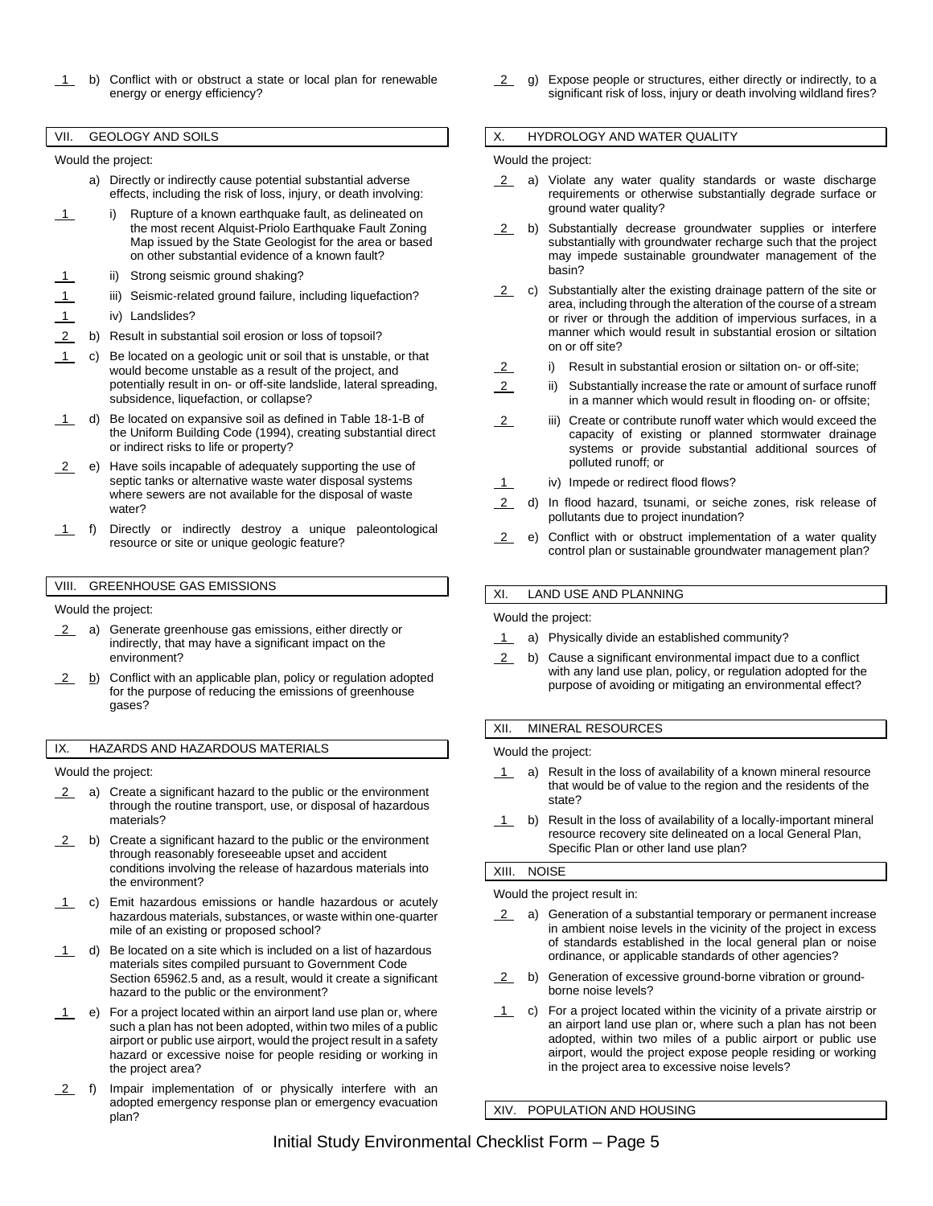__1__ b) Conflict with or obstruct a state or local plan for renewable energy or energy efficiency?

## VII. GEOLOGY AND SOILS

Would the project:

a) Directly or indirectly cause potential substantial adverse effects, including the risk of loss, injury, or death involving:

__1__ i) Rupture of a known earthquake fault, as delineated on the most recent Alquist-Priolo Earthquake Fault Zoning Map issued by the State Geologist for the area or based on other substantial evidence of a known fault?

__1__ ii) Strong seismic ground shaking?

__1__ iii) Seismic-related ground failure, including liquefaction?

__1__ iv) Landslides?

__2__ b) Result in substantial soil erosion or loss of topsoil?

__1__ c) Be located on a geologic unit or soil that is unstable, or that would become unstable as a result of the project, and potentially result in on- or off-site landslide, lateral spreading, subsidence, liquefaction, or collapse?

__1__ d) Be located on expansive soil as defined in Table 18-1-B of the Uniform Building Code (1994), creating substantial direct or indirect risks to life or property?

__2__ e) Have soils incapable of adequately supporting the use of septic tanks or alternative waste water disposal systems where sewers are not available for the disposal of waste water?

__1__ f) Directly or indirectly destroy a unique paleontological resource or site or unique geologic feature?

## VIII. GREENHOUSE GAS EMISSIONS

Would the project:

__2__ a) Generate greenhouse gas emissions, either directly or indirectly, that may have a significant impact on the environment?

__2__ b) Conflict with an applicable plan, policy or regulation adopted for the purpose of reducing the emissions of greenhouse gases?

## IX. HAZARDS AND HAZARDOUS MATERIALS

Would the project:

__2__ a) Create a significant hazard to the public or the environment through the routine transport, use, or disposal of hazardous materials?

__2__ b) Create a significant hazard to the public or the environment through reasonably foreseeable upset and accident conditions involving the release of hazardous materials into the environment?

__1__ c) Emit hazardous emissions or handle hazardous or acutely hazardous materials, substances, or waste within one-quarter mile of an existing or proposed school?

__1__ d) Be located on a site which is included on a list of hazardous materials sites compiled pursuant to Government Code Section 65962.5 and, as a result, would it create a significant hazard to the public or the environment?

__1__ e) For a project located within an airport land use plan or, where such a plan has not been adopted, within two miles of a public airport or public use airport, would the project result in a safety hazard or excessive noise for people residing or working in the project area?

__2__ f) Impair implementation of or physically interfere with an adopted emergency response plan or emergency evacuation plan?

__2__ g) Expose people or structures, either directly or indirectly, to a significant risk of loss, injury or death involving wildland fires?

## X. HYDROLOGY AND WATER QUALITY

Would the project:

__2__ a) Violate any water quality standards or waste discharge requirements or otherwise substantially degrade surface or ground water quality?

__2__ b) Substantially decrease groundwater supplies or interfere substantially with groundwater recharge such that the project may impede sustainable groundwater management of the basin?

__2__ c) Substantially alter the existing drainage pattern of the site or area, including through the alteration of the course of a stream or river or through the addition of impervious surfaces, in a manner which would result in substantial erosion or siltation on or off site?

__2__ i) Result in substantial erosion or siltation on- or off-site;

__2__ ii) Substantially increase the rate or amount of surface runoff in a manner which would result in flooding on- or offsite;

__2__ iii) Create or contribute runoff water which would exceed the capacity of existing or planned stormwater drainage systems or provide substantial additional sources of polluted runoff; or

__1__ iv) Impede or redirect flood flows?

__2__ d) In flood hazard, tsunami, or seiche zones, risk release of pollutants due to project inundation?

__2__ e) Conflict with or obstruct implementation of a water quality control plan or sustainable groundwater management plan?

## XI. LAND USE AND PLANNING

Would the project:

__1__ a) Physically divide an established community?

__2__ b) Cause a significant environmental impact due to a conflict with any land use plan, policy, or regulation adopted for the purpose of avoiding or mitigating an environmental effect?

## XII. MINERAL RESOURCES

Would the project:

__1__ a) Result in the loss of availability of a known mineral resource that would be of value to the region and the residents of the state?

__1__ b) Result in the loss of availability of a locally-important mineral resource recovery site delineated on a local General Plan, Specific Plan or other land use plan?

## XIII. NOISE

Would the project result in:

__2__ a) Generation of a substantial temporary or permanent increase in ambient noise levels in the vicinity of the project in excess of standards established in the local general plan or noise ordinance, or applicable standards of other agencies?

__2__ b) Generation of excessive ground-borne vibration or ground-borne noise levels?

__1__ c) For a project located within the vicinity of a private airstrip or an airport land use plan or, where such a plan has not been adopted, within two miles of a public airport or public use airport, would the project expose people residing or working in the project area to excessive noise levels?

## XIV. POPULATION AND HOUSING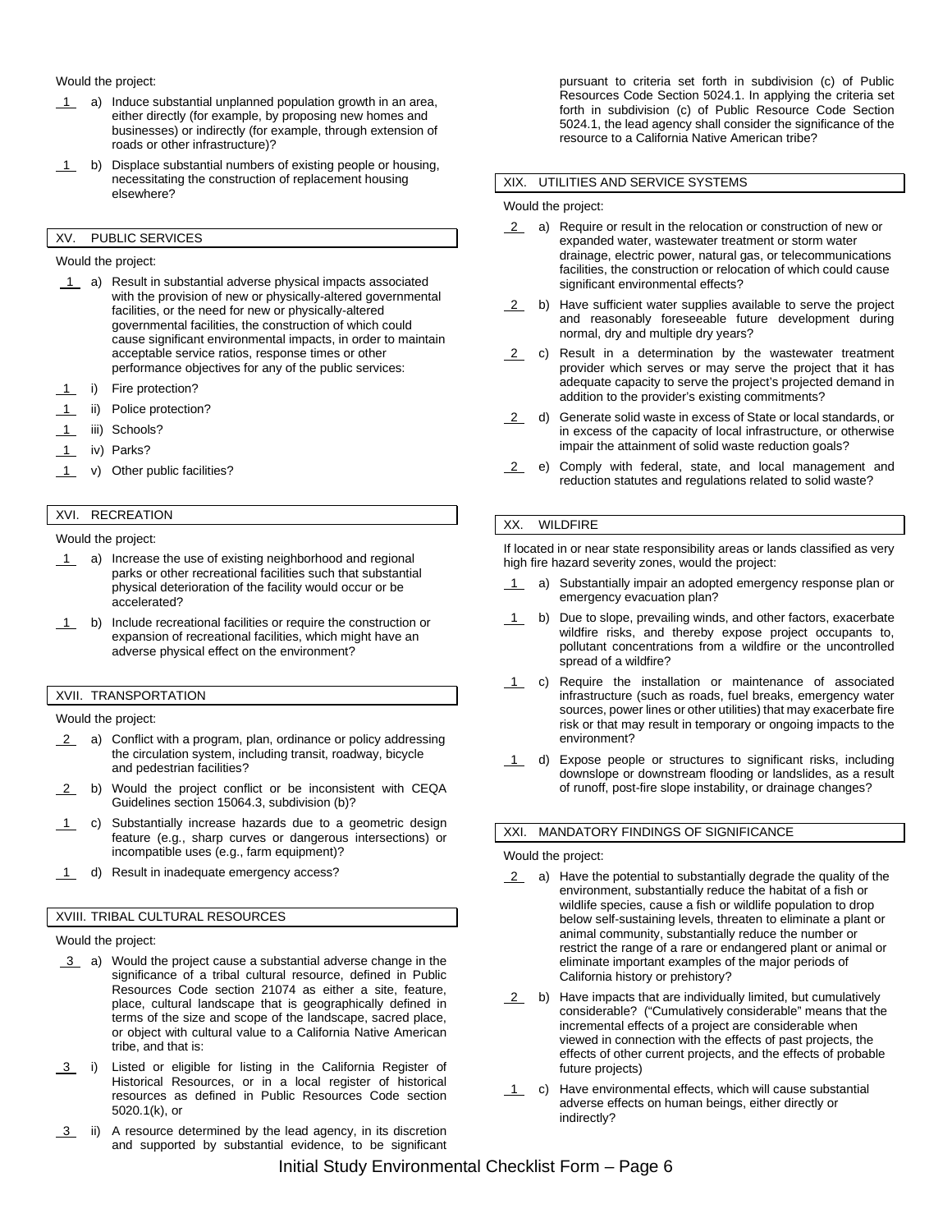Would the project:

1 a) Induce substantial unplanned population growth in an area, either directly (for example, by proposing new homes and businesses) or indirectly (for example, through extension of roads or other infrastructure)?

1 b) Displace substantial numbers of existing people or housing, necessitating the construction of replacement housing elsewhere?

## XV. PUBLIC SERVICES

Would the project:

1 a) Result in substantial adverse physical impacts associated with the provision of new or physically-altered governmental facilities, or the need for new or physically-altered governmental facilities, the construction of which could cause significant environmental impacts, in order to maintain acceptable service ratios, response times or other performance objectives for any of the public services:

1 i) Fire protection?

1 ii) Police protection?

1 iii) Schools?

1 iv) Parks?

1 v) Other public facilities?

## XVI. RECREATION

Would the project:

1 a) Increase the use of existing neighborhood and regional parks or other recreational facilities such that substantial physical deterioration of the facility would occur or be accelerated?

1 b) Include recreational facilities or require the construction or expansion of recreational facilities, which might have an adverse physical effect on the environment?

## XVII. TRANSPORTATION

Would the project:

2 a) Conflict with a program, plan, ordinance or policy addressing the circulation system, including transit, roadway, bicycle and pedestrian facilities?

2 b) Would the project conflict or be inconsistent with CEQA Guidelines section 15064.3, subdivision (b)?

1 c) Substantially increase hazards due to a geometric design feature (e.g., sharp curves or dangerous intersections) or incompatible uses (e.g., farm equipment)?

1 d) Result in inadequate emergency access?

## XVIII. TRIBAL CULTURAL RESOURCES

Would the project:

3 a) Would the project cause a substantial adverse change in the significance of a tribal cultural resource, defined in Public Resources Code section 21074 as either a site, feature, place, cultural landscape that is geographically defined in terms of the size and scope of the landscape, sacred place, or object with cultural value to a California Native American tribe, and that is:

3 i) Listed or eligible for listing in the California Register of Historical Resources, or in a local register of historical resources as defined in Public Resources Code section 5020.1(k), or

3 ii) A resource determined by the lead agency, in its discretion and supported by substantial evidence, to be significant pursuant to criteria set forth in subdivision (c) of Public Resources Code Section 5024.1. In applying the criteria set forth in subdivision (c) of Public Resource Code Section 5024.1, the lead agency shall consider the significance of the resource to a California Native American tribe?

## XIX. UTILITIES AND SERVICE SYSTEMS

Would the project:

2 a) Require or result in the relocation or construction of new or expanded water, wastewater treatment or storm water drainage, electric power, natural gas, or telecommunications facilities, the construction or relocation of which could cause significant environmental effects?

2 b) Have sufficient water supplies available to serve the project and reasonably foreseeable future development during normal, dry and multiple dry years?

2 c) Result in a determination by the wastewater treatment provider which serves or may serve the project that it has adequate capacity to serve the project's projected demand in addition to the provider's existing commitments?

2 d) Generate solid waste in excess of State or local standards, or in excess of the capacity of local infrastructure, or otherwise impair the attainment of solid waste reduction goals?

2 e) Comply with federal, state, and local management and reduction statutes and regulations related to solid waste?

## XX. WILDFIRE

If located in or near state responsibility areas or lands classified as very high fire hazard severity zones, would the project:

1 a) Substantially impair an adopted emergency response plan or emergency evacuation plan?

1 b) Due to slope, prevailing winds, and other factors, exacerbate wildfire risks, and thereby expose project occupants to, pollutant concentrations from a wildfire or the uncontrolled spread of a wildfire?

1 c) Require the installation or maintenance of associated infrastructure (such as roads, fuel breaks, emergency water sources, power lines or other utilities) that may exacerbate fire risk or that may result in temporary or ongoing impacts to the environment?

1 d) Expose people or structures to significant risks, including downslope or downstream flooding or landslides, as a result of runoff, post-fire slope instability, or drainage changes?

## XXI. MANDATORY FINDINGS OF SIGNIFICANCE

Would the project:

2 a) Have the potential to substantially degrade the quality of the environment, substantially reduce the habitat of a fish or wildlife species, cause a fish or wildlife population to drop below self-sustaining levels, threaten to eliminate a plant or animal community, substantially reduce the number or restrict the range of a rare or endangered plant or animal or eliminate important examples of the major periods of California history or prehistory?

2 b) Have impacts that are individually limited, but cumulatively considerable? ("Cumulatively considerable" means that the incremental effects of a project are considerable when viewed in connection with the effects of past projects, the effects of other current projects, and the effects of probable future projects)

1 c) Have environmental effects, which will cause substantial adverse effects on human beings, either directly or indirectly?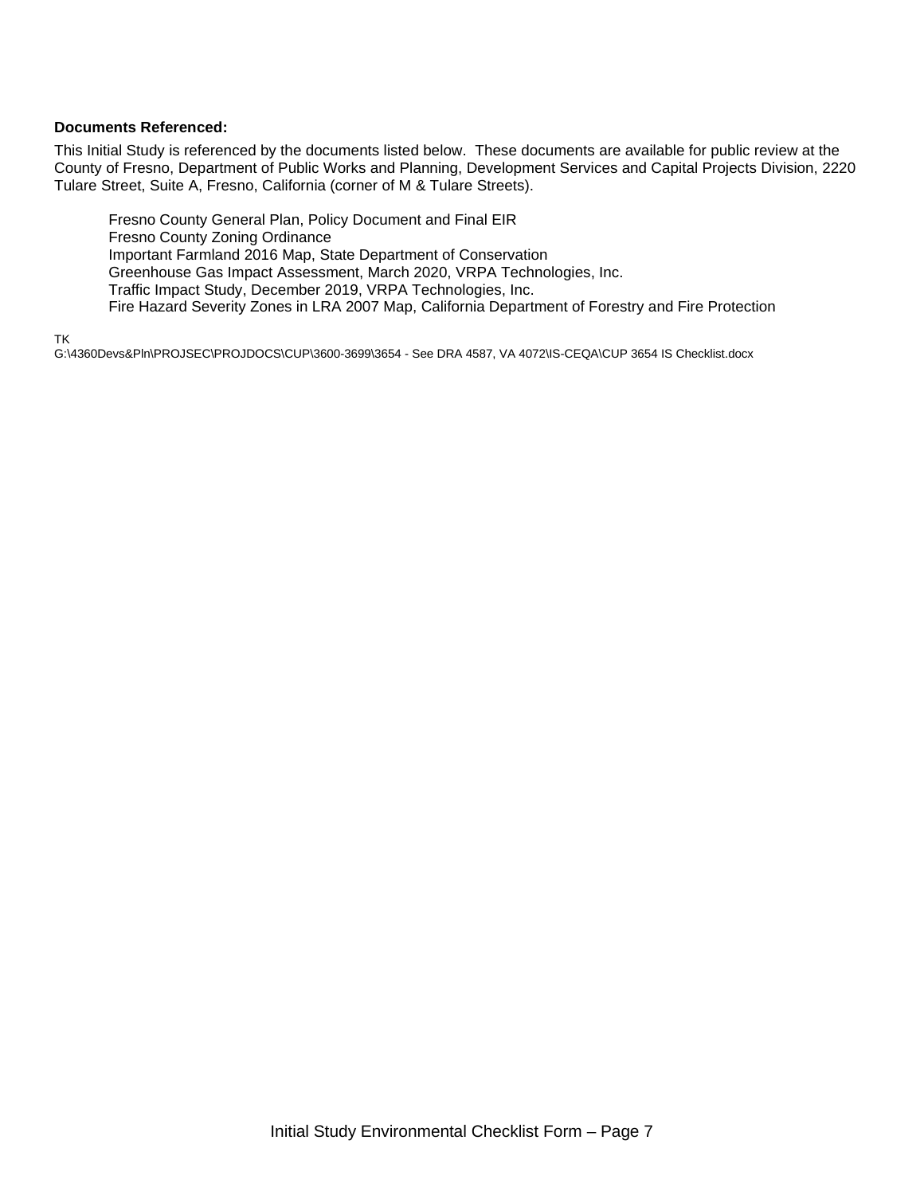**Documents Referenced:**

This Initial Study is referenced by the documents listed below. These documents are available for public review at the County of Fresno, Department of Public Works and Planning, Development Services and Capital Projects Division, 2220 Tulare Street, Suite A, Fresno, California (corner of M & Tulare Streets).

Fresno County General Plan, Policy Document and Final EIR
Fresno County Zoning Ordinance
Important Farmland 2016 Map, State Department of Conservation
Greenhouse Gas Impact Assessment, March 2020, VRPA Technologies, Inc.
Traffic Impact Study, December 2019, VRPA Technologies, Inc.
Fire Hazard Severity Zones in LRA 2007 Map, California Department of Forestry and Fire Protection

TK
G:\4360Devs&Pln\PROJSEC\PROJDOCS\CUP\3600-3699\3654 - See DRA 4587, VA 4072\IS-CEQA\CUP 3654 IS Checklist.docx